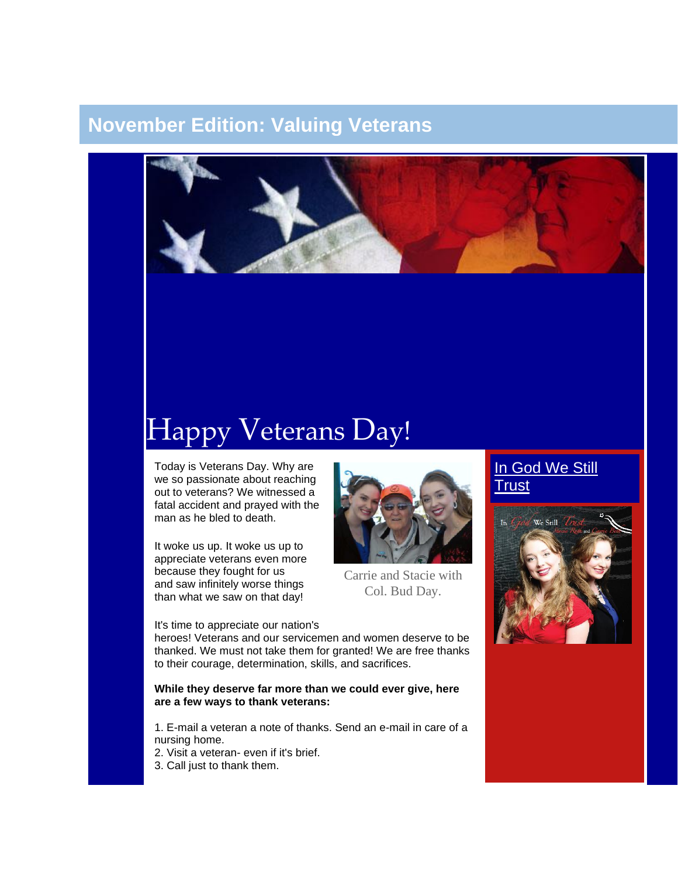## November Edition: Valuing Veterans

# Happy Veterans Day!

Today is Veterans Day. Why are we so passionate about reaching out to veterans? We witnessed a fatal accident and prayed with the man as he bled to death.

It woke us up. It woke us up to appreciate veterans even more because they fought for us and saw infinitely worse things than what we saw on that day!

Carrie and Stacie with Col. Bud Day.

It's time to appreciate our nation's heroes! Veterans and our servicemen and women deserve to be thanked. We must not take them for granted! We are free thanks to their courage, determination, skills, and sacrifices.

**While they deserve far more than we could ever give, here are a few ways to thank veterans:**

1. E-mail a veteran a note of thanks. Send an e-mail in care of a nursing home.
2. Visit a veteran- even if it's brief.
3. Call just to thank them.

In God We Still Trust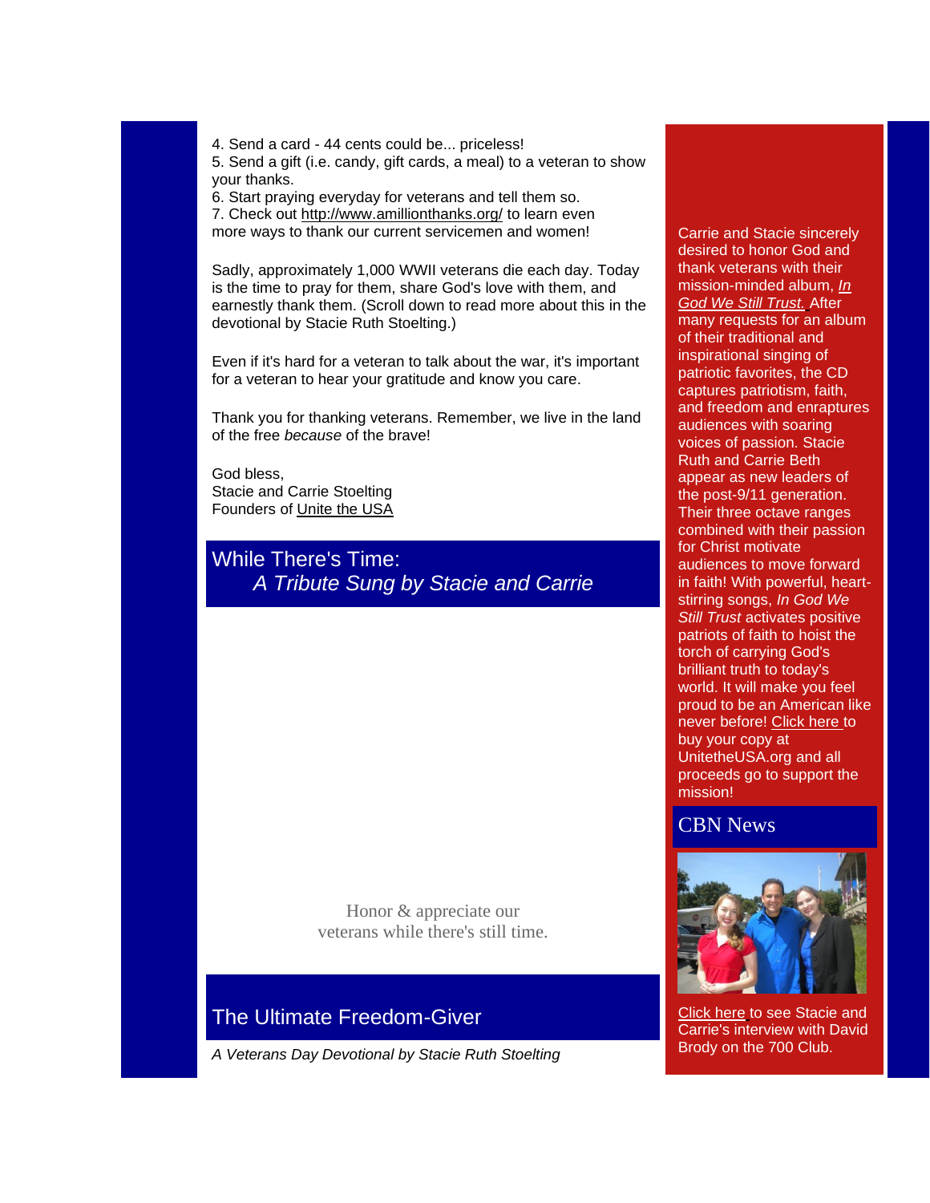4. Send a card - 44 cents could be... priceless!
5. Send a gift (i.e. candy, gift cards, a meal) to a veteran to show your thanks.
6. Start praying everyday for veterans and tell them so.
7. Check out http://www.amillionthanks.org/ to learn even more ways to thank our current servicemen and women!

Sadly, approximately 1,000 WWII veterans die each day. Today is the time to pray for them, share God's love with them, and earnestly thank them. (Scroll down to read more about this in the devotional by Stacie Ruth Stoelting.)

Even if it's hard for a veteran to talk about the war, it's important for a veteran to hear your gratitude and know you care.

Thank you for thanking veterans. Remember, we live in the land of the free *because* of the brave!

God bless,
Stacie and Carrie Stoelting
Founders of Unite the USA

## While There's Time: *A Tribute Sung by Stacie and Carrie*

Honor & appreciate our veterans while there's still time.

## The Ultimate Freedom-Giver

*A Veterans Day Devotional by Stacie Ruth Stoelting*

Carrie and Stacie sincerely desired to honor God and thank veterans with their mission-minded album, *In God We Still Trust.* After many requests for an album of their traditional and inspirational singing of patriotic favorites, the CD captures patriotism, faith, and freedom and enraptures audiences with soaring voices of passion. Stacie Ruth and Carrie Beth appear as new leaders of the post-9/11 generation. Their three octave ranges combined with their passion for Christ motivate audiences to move forward in faith! With powerful, heart-stirring songs, *In God We Still Trust* activates positive patriots of faith to hoist the torch of carrying God's brilliant truth to today's world. It will make you feel proud to be an American like never before! Click here to buy your copy at UnitetheUSA.org and all proceeds go to support the mission!

## CBN News

Click here to see Stacie and Carrie's interview with David Brody on the 700 Club.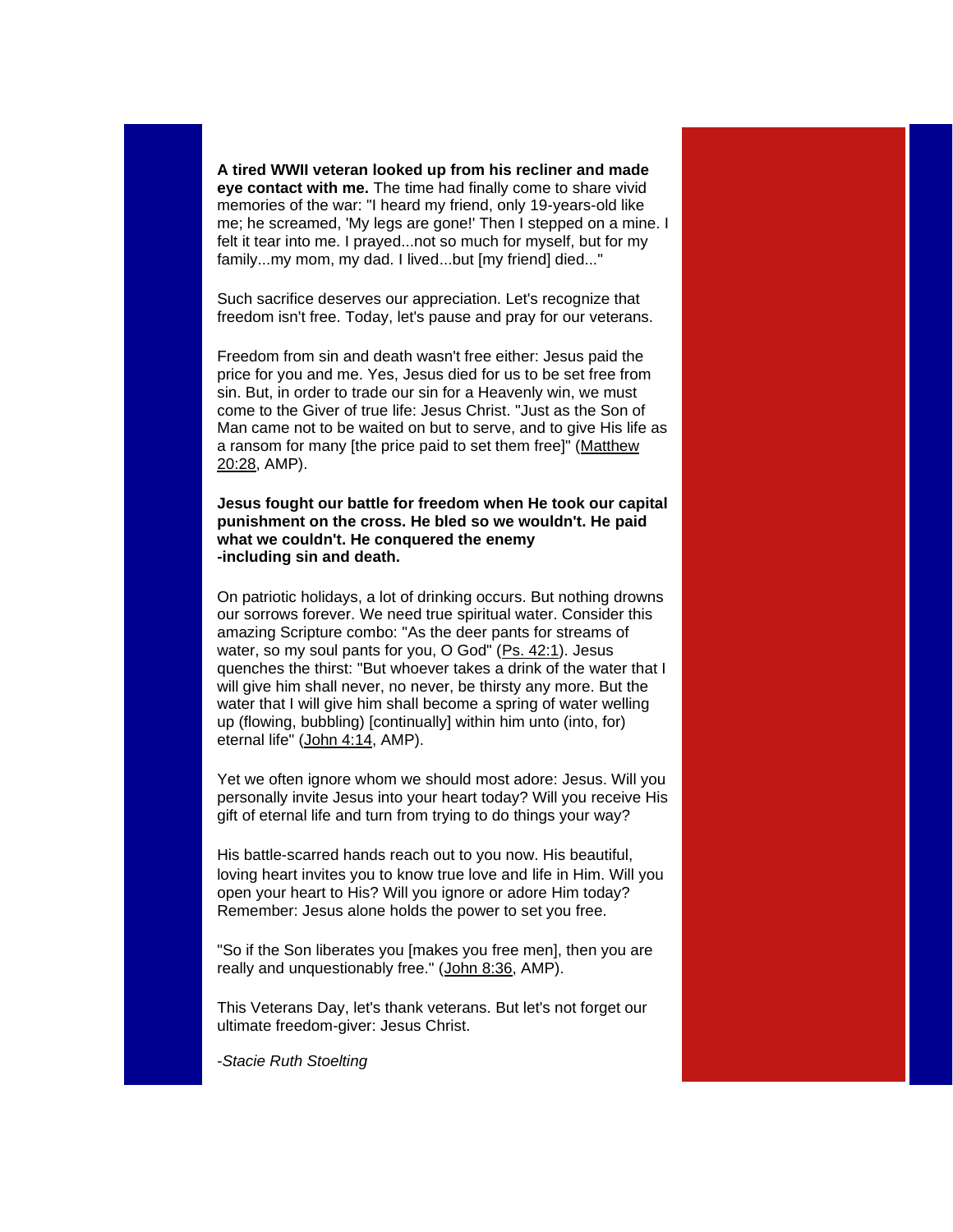**A tired WWII veteran looked up from his recliner and made eye contact with me.** The time had finally come to share vivid memories of the war: "I heard my friend, only 19-years-old like me; he screamed, 'My legs are gone!' Then I stepped on a mine. I felt it tear into me. I prayed...not so much for myself, but for my family...my mom, my dad. I lived...but [my friend] died..."

Such sacrifice deserves our appreciation. Let's recognize that freedom isn't free. Today, let's pause and pray for our veterans.

Freedom from sin and death wasn't free either: Jesus paid the price for you and me. Yes, Jesus died for us to be set free from sin. But, in order to trade our sin for a Heavenly win, we must come to the Giver of true life: Jesus Christ. "Just as the Son of Man came not to be waited on but to serve, and to give His life as a ransom for many [the price paid to set them free]" (Matthew 20:28, AMP).

**Jesus fought our battle for freedom when He took our capital punishment on the cross. He bled so we wouldn't. He paid what we couldn't. He conquered the enemy -including sin and death.**

On patriotic holidays, a lot of drinking occurs. But nothing drowns our sorrows forever. We need true spiritual water. Consider this amazing Scripture combo: "As the deer pants for streams of water, so my soul pants for you, O God" (Ps. 42:1). Jesus quenches the thirst: "But whoever takes a drink of the water that I will give him shall never, no never, be thirsty any more. But the water that I will give him shall become a spring of water welling up (flowing, bubbling) [continually] within him unto (into, for) eternal life" (John 4:14, AMP).

Yet we often ignore whom we should most adore: Jesus. Will you personally invite Jesus into your heart today? Will you receive His gift of eternal life and turn from trying to do things your way?

His battle-scarred hands reach out to you now. His beautiful, loving heart invites you to know true love and life in Him. Will you open your heart to His? Will you ignore or adore Him today? Remember: Jesus alone holds the power to set you free.

"So if the Son liberates you [makes you free men], then you are really and unquestionably free." (John 8:36, AMP).

This Veterans Day, let's thank veterans. But let's not forget our ultimate freedom-giver: Jesus Christ.

*-Stacie Ruth Stoelting*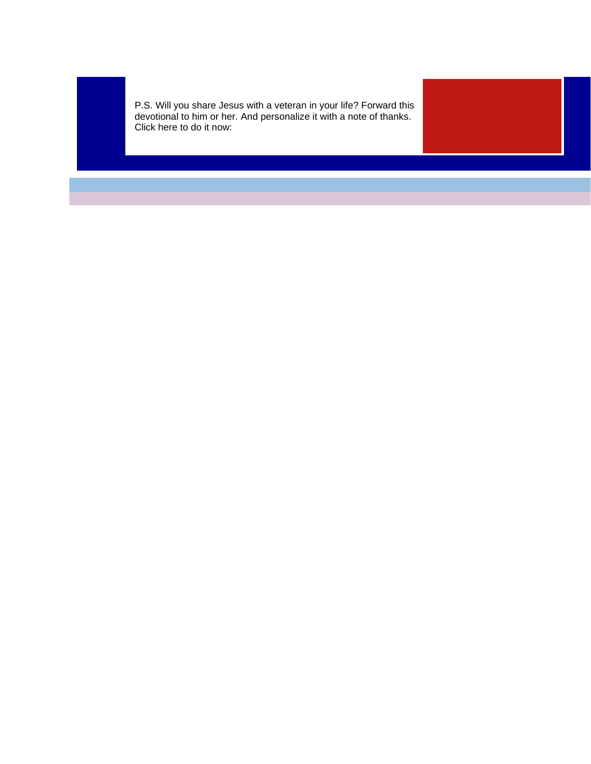P.S. Will you share Jesus with a veteran in your life? Forward this devotional to him or her. And personalize it with a note of thanks. Click here to do it now: